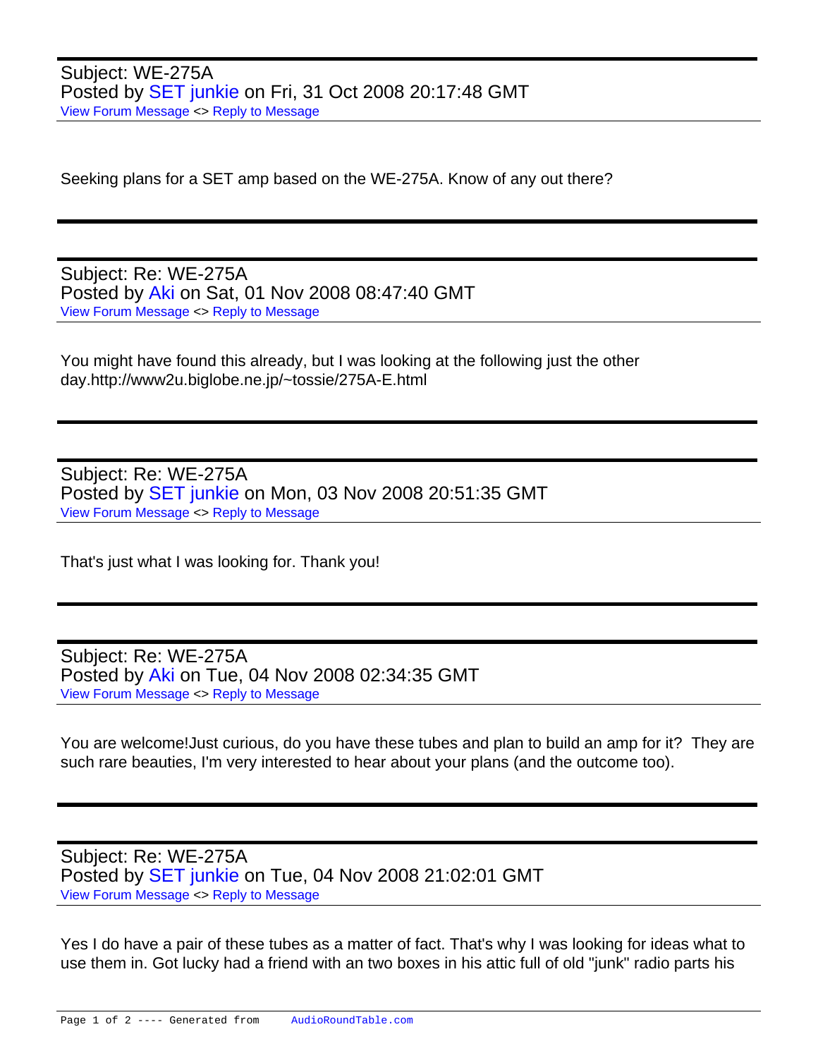Subject: WE-275A
Posted by SET junkie on Fri, 31 Oct 2008 20:17:48 GMT
View Forum Message <> Reply to Message

Seeking plans for a SET amp based on the WE-275A. Know of any out there?

---

Subject: Re: WE-275A
Posted by Aki on Sat, 01 Nov 2008 08:47:40 GMT
View Forum Message <> Reply to Message

You might have found this already, but I was looking at the following just the other day.http://www2u.biglobe.ne.jp/~tossie/275A-E.html

---

Subject: Re: WE-275A
Posted by SET junkie on Mon, 03 Nov 2008 20:51:35 GMT
View Forum Message <> Reply to Message

That's just what I was looking for. Thank you!

---

Subject: Re: WE-275A
Posted by Aki on Tue, 04 Nov 2008 02:34:35 GMT
View Forum Message <> Reply to Message

You are welcome!Just curious, do you have these tubes and plan to build an amp for it? They are such rare beauties, I'm very interested to hear about your plans (and the outcome too).

---

Subject: Re: WE-275A
Posted by SET junkie on Tue, 04 Nov 2008 21:02:01 GMT
View Forum Message <> Reply to Message

Yes I do have a pair of these tubes as a matter of fact. That's why I was looking for ideas what to use them in. Got lucky had a friend with an two boxes in his attic full of old "junk" radio parts his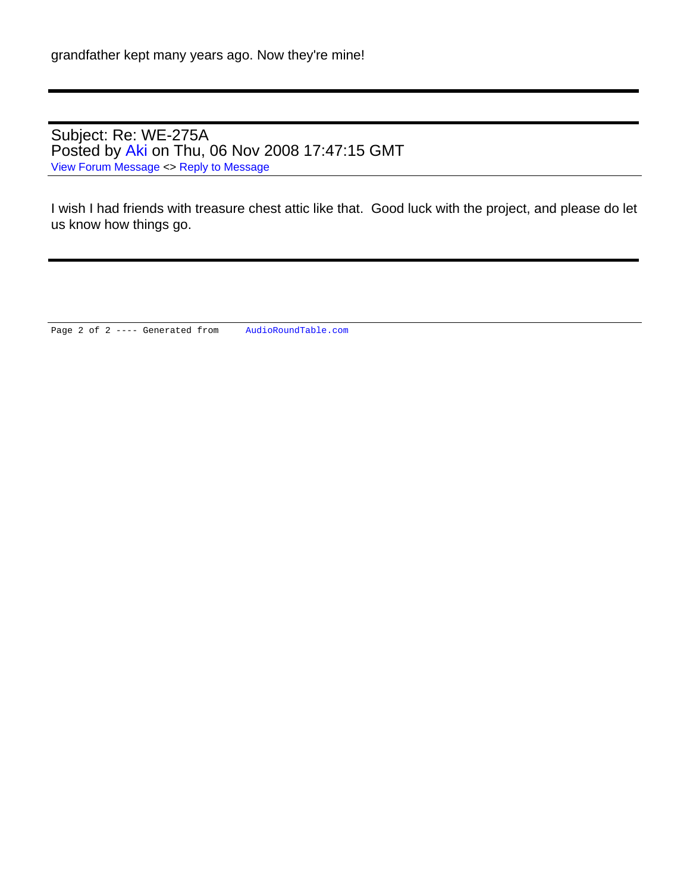grandfather kept many years ago. Now they're mine!

---

Subject: Re: WE-275A
Posted by Aki on Thu, 06 Nov 2008 17:47:15 GMT
View Forum Message <> Reply to Message

I wish I had friends with treasure chest attic like that.  Good luck with the project, and please do let us know how things go.

---